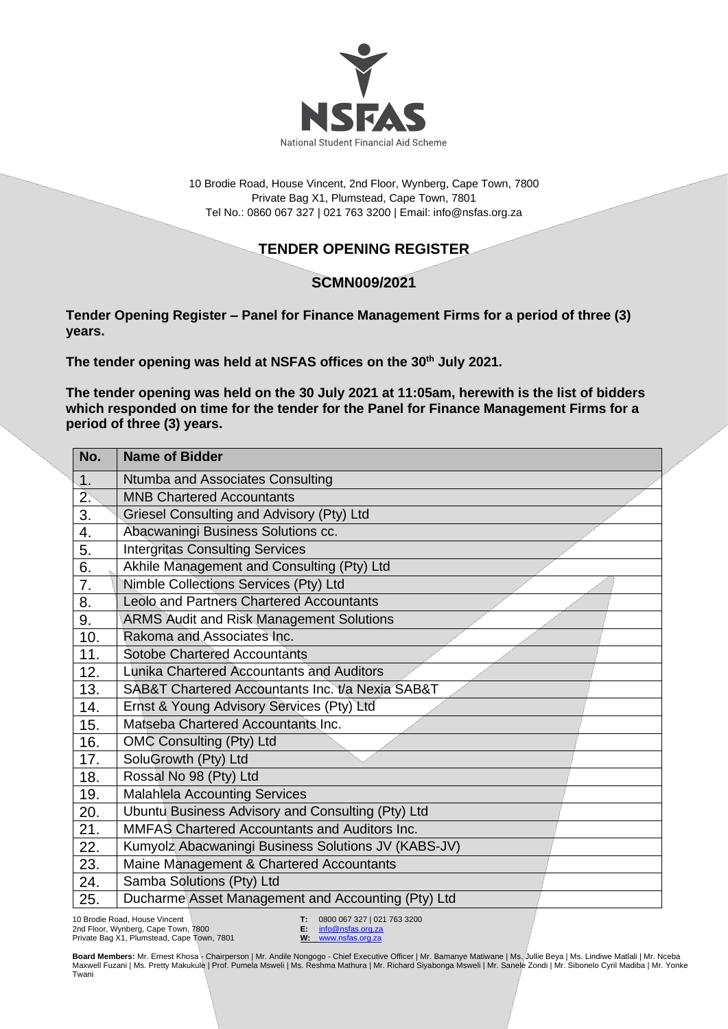National Student Financial Aid Scheme

10 Brodie Road, House Vincent, 2nd Floor, Wynberg, Cape Town, 7800
Private Bag X1, Plumstead, Cape Town, 7801
Tel No.: 0860 067 327 | 021 763 3200 | Email: info@nsfas.org.za

# TENDER OPENING REGISTER

## SCMN009/2021

**Tender Opening Register – Panel for Finance Management Firms for a period of three (3) years.**

**The tender opening was held at NSFAS offices on the 30th July 2021.**

**The tender opening was held on the 30 July 2021 at 11:05am, herewith is the list of bidders which responded on time for the tender for the Panel for Finance Management Firms for a period of three (3) years.**

| No. | Name of Bidder |
|---|---|
| 1. | Ntumba and Associates Consulting |
| 2. | MNB Chartered Accountants |
| 3. | Griesel Consulting and Advisory (Pty) Ltd |
| 4. | Abacwaningi Business Solutions cc. |
| 5. | Intergritas Consulting Services |
| 6. | Akhile Management and Consulting (Pty) Ltd |
| 7. | Nimble Collections Services (Pty) Ltd |
| 8. | Leolo and Partners Chartered Accountants |
| 9. | ARMS Audit and Risk Management Solutions |
| 10. | Rakoma and Associates Inc. |
| 11. | Sotobe Chartered Accountants |
| 12. | Lunika Chartered Accountants and Auditors |
| 13. | SAB&T Chartered Accountants Inc. t/a Nexia SAB&T |
| 14. | Ernst & Young Advisory Services (Pty) Ltd |
| 15. | Matseba Chartered Accountants Inc. |
| 16. | OMC Consulting (Pty) Ltd |
| 17. | SoluGrowth (Pty) Ltd |
| 18. | Rossal No 98 (Pty) Ltd |
| 19. | Malahlela Accounting Services |
| 20. | Ubuntu Business Advisory and Consulting (Pty) Ltd |
| 21. | MMFAS Chartered Accountants and Auditors Inc. |
| 22. | Kumyolz Abacwaningi Business Solutions JV (KABS-JV) |
| 23. | Maine Management & Chartered Accountants |
| 24. | Samba Solutions (Pty) Ltd |
| 25. | Ducharme Asset Management and Accounting (Pty) Ltd |